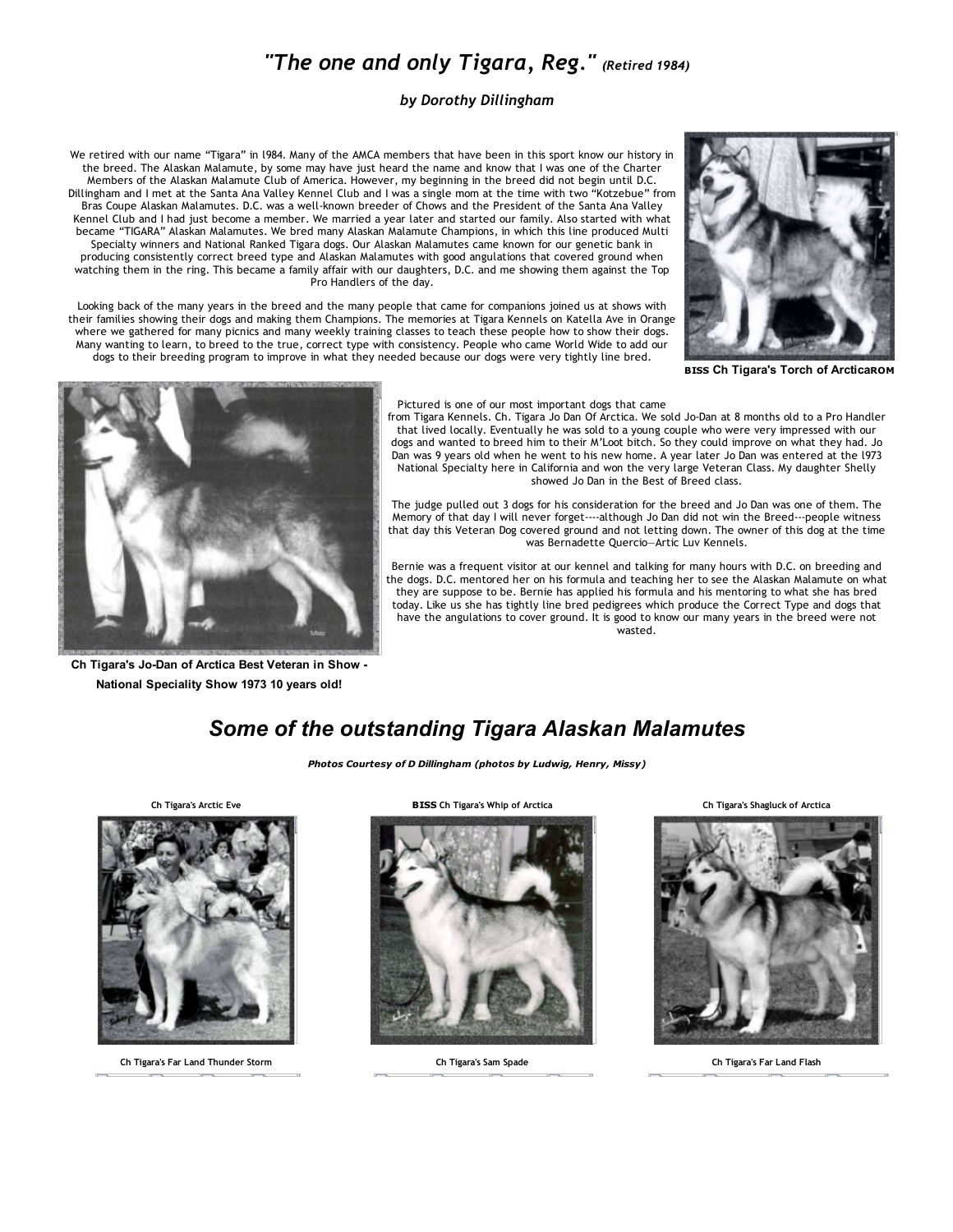# *"The one and only Tigara, Reg." (Retired 1984)*

***by Dorothy Dillingham***

We retired with our name "Tigara" in l984. Many of the AMCA members that have been in this sport know our history in the breed. The Alaskan Malamute, by some may have just heard the name and know that I was one of the Charter Members of the Alaskan Malamute Club of America. However, my beginning in the breed did not begin until D.C. Dillingham and I met at the Santa Ana Valley Kennel Club and I was a single mom at the time with two "Kotzebue" from Bras Coupe Alaskan Malamutes. D.C. was a well-known breeder of Chows and the President of the Santa Ana Valley Kennel Club and I had just become a member. We married a year later and started our family. Also started with what became "TIGARA" Alaskan Malamutes. We bred many Alaskan Malamute Champions, in which this line produced Multi Specialty winners and National Ranked Tigara dogs. Our Alaskan Malamutes came known for our genetic bank in producing consistently correct breed type and Alaskan Malamutes with good angulations that covered ground when watching them in the ring. This became a family affair with our daughters, D.C. and me showing them against the Top Pro Handlers of the day.

Looking back of the many years in the breed and the many people that came for companions joined us at shows with their families showing their dogs and making them Champions. The memories at Tigara Kennels on Katella Ave in Orange where we gathered for many picnics and many weekly training classes to teach these people how to show their dogs. Many wanting to learn, to breed to the true, correct type with consistency. People who came World Wide to add our dogs to their breeding program to improve in what they needed because our dogs were very tightly line bred.

**BISS Ch Tigara's Torch of ArcticaROM**

Pictured is one of our most important dogs that came from Tigara Kennels. Ch. Tigara Jo Dan Of Arctica. We sold Jo-Dan at 8 months old to a Pro Handler that lived locally. Eventually he was sold to a young couple who were very impressed with our dogs and wanted to breed him to their M'Loot bitch. So they could improve on what they had. Jo Dan was 9 years old when he went to his new home. A year later Jo Dan was entered at the l973 National Specialty here in California and won the very large Veteran Class. My daughter Shelly showed Jo Dan in the Best of Breed class.

The judge pulled out 3 dogs for his consideration for the breed and Jo Dan was one of them. The Memory of that day I will never forget----although Jo Dan did not win the Breed---people witness that day this Veteran Dog covered ground and not letting down. The owner of this dog at the time was Bernadette Quercio—Artic Luv Kennels.

Bernie was a frequent visitor at our kennel and talking for many hours with D.C. on breeding and the dogs. D.C. mentored her on his formula and teaching her to see the Alaskan Malamute on what they are suppose to be. Bernie has applied his formula and his mentoring to what she has bred today. Like us she has tightly line bred pedigrees which produce the Correct Type and dogs that have the angulations to cover ground. It is good to know our many years in the breed were not wasted.

**Ch Tigara's Jo-Dan of Arctica Best Veteran in Show - National Speciality Show 1973 10 years old!**

## *Some of the outstanding Tigara Alaskan Malamutes*

***Photos Courtesy of D Dillingham (photos by Ludwig, Henry, Missy)***

**Ch Tigara's Arctic Eve**

**Ch Tigara's Far Land Thunder Storm**

**BISS Ch Tigara's Whip of Arctica**

**Ch Tigara's Sam Spade**

**Ch Tigara's Shagluck of Arctica**

**Ch Tigara's Far Land Flash**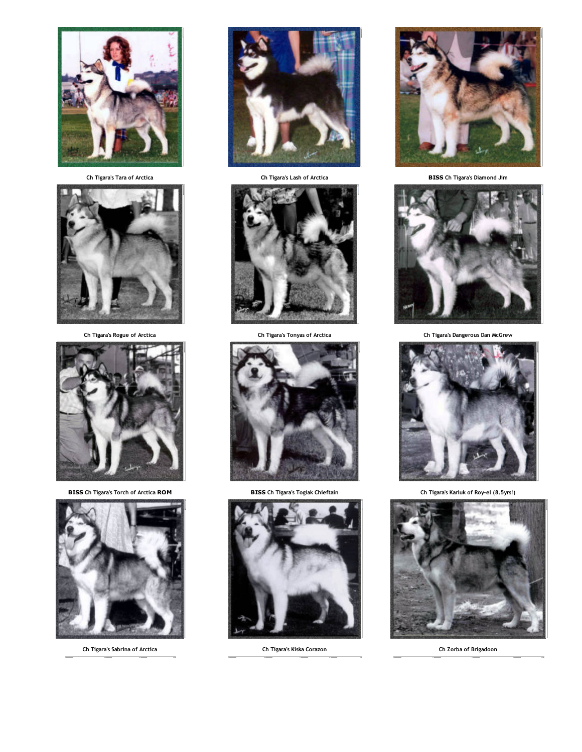Ch Tigara's Tara of Arctica

Ch Tigara's Lash of Arctica

**BISS** Ch Tigara's Diamond Jim

Ch Tigara's Rogue of Arctica

Ch Tigara's Tonyas of Arctica

Ch Tigara's Dangerous Dan McGrew

**BISS** Ch Tigara's Torch of Arctica **ROM**

**BISS** Ch Tigara's Togiak Chieftain

Ch Tigara's Karluk of Roy-el (8.5yrs!)

Ch Tigara's Sabrina of Arctica

Ch Tigara's Kiska Corazon

Ch Zorba of Brigadoon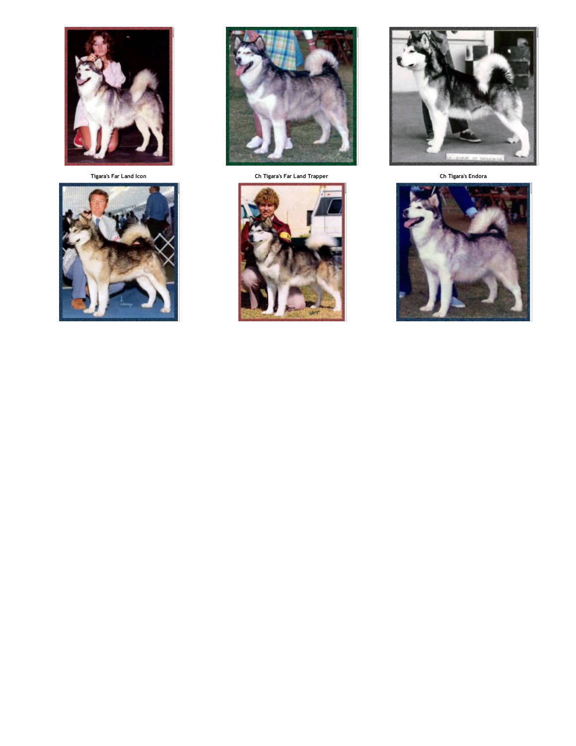Tigara's Far Land Icon

Ch Tigara's Far Land Trapper

Ch Tigara's Endora